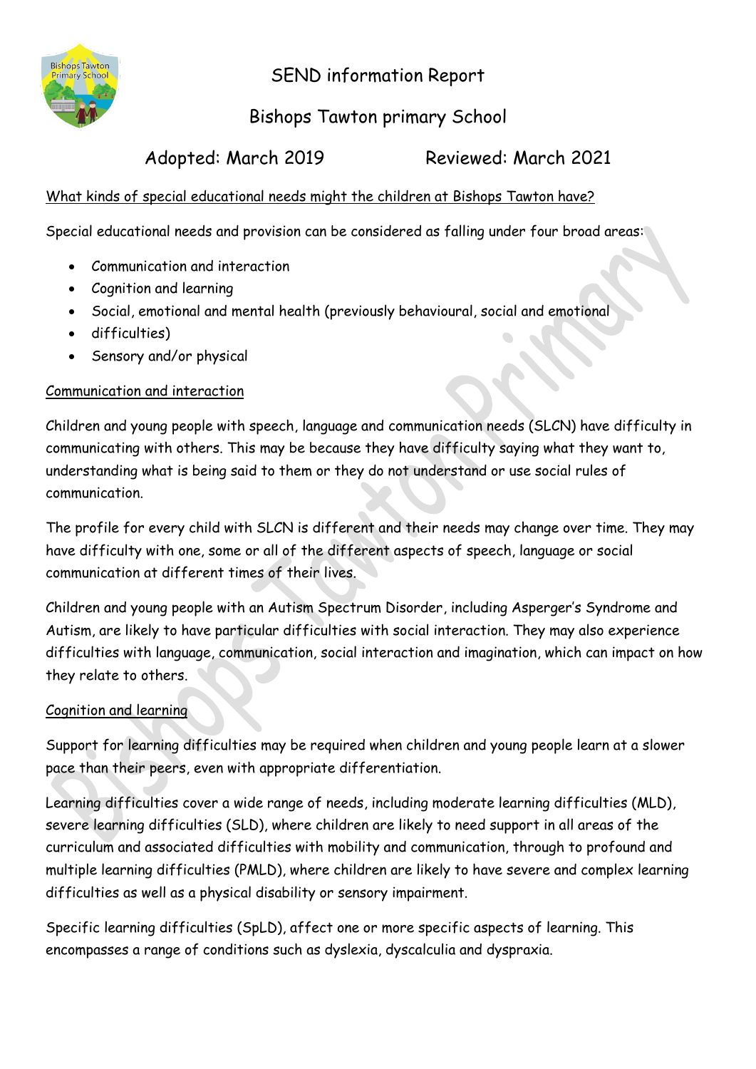# SEND information Report

## Bishops Tawton primary School

Adopted: March 2019 Reviewed: March 2021

What kinds of special educational needs might the children at Bishops Tawton have?

Special educational needs and provision can be considered as falling under four broad areas:

- Communication and interaction
- Cognition and learning
- Social, emotional and mental health (previously behavioural, social and emotional
- difficulties)
- Sensory and/or physical

### Communication and interaction

Children and young people with speech, language and communication needs (SLCN) have difficulty in communicating with others. This may be because they have difficulty saying what they want to, understanding what is being said to them or they do not understand or use social rules of communication.

The profile for every child with SLCN is different and their needs may change over time. They may have difficulty with one, some or all of the different aspects of speech, language or social communication at different times of their lives.

Children and young people with an Autism Spectrum Disorder, including Asperger's Syndrome and Autism, are likely to have particular difficulties with social interaction. They may also experience difficulties with language, communication, social interaction and imagination, which can impact on how they relate to others.

### Cognition and learning

Support for learning difficulties may be required when children and young people learn at a slower pace than their peers, even with appropriate differentiation.

Learning difficulties cover a wide range of needs, including moderate learning difficulties (MLD), severe learning difficulties (SLD), where children are likely to need support in all areas of the curriculum and associated difficulties with mobility and communication, through to profound and multiple learning difficulties (PMLD), where children are likely to have severe and complex learning difficulties as well as a physical disability or sensory impairment.

Specific learning difficulties (SpLD), affect one or more specific aspects of learning. This encompasses a range of conditions such as dyslexia, dyscalculia and dyspraxia.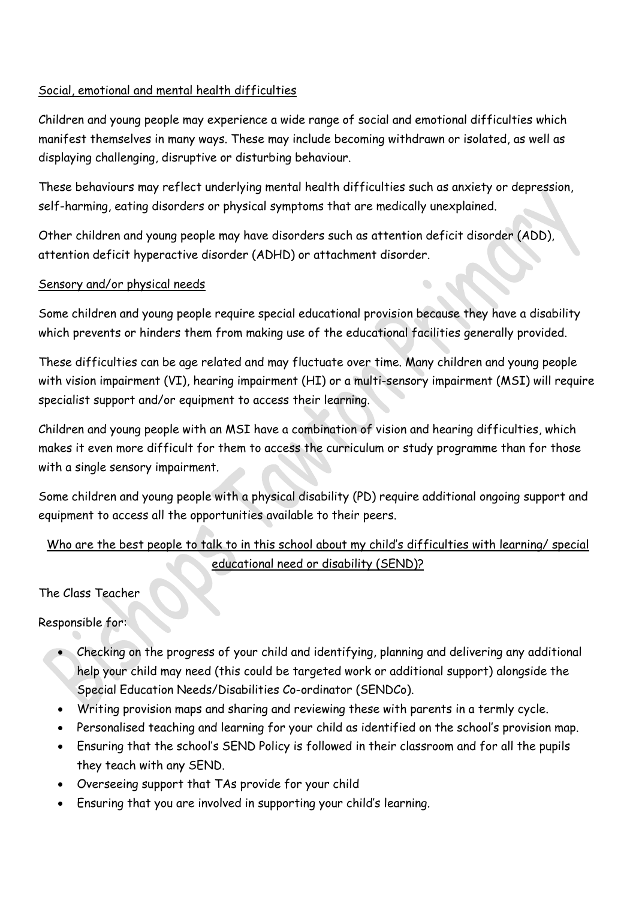Social, emotional and mental health difficulties

Children and young people may experience a wide range of social and emotional difficulties which manifest themselves in many ways. These may include becoming withdrawn or isolated, as well as displaying challenging, disruptive or disturbing behaviour.

These behaviours may reflect underlying mental health difficulties such as anxiety or depression, self-harming, eating disorders or physical symptoms that are medically unexplained.

Other children and young people may have disorders such as attention deficit disorder (ADD), attention deficit hyperactive disorder (ADHD) or attachment disorder.

Sensory and/or physical needs

Some children and young people require special educational provision because they have a disability which prevents or hinders them from making use of the educational facilities generally provided.

These difficulties can be age related and may fluctuate over time. Many children and young people with vision impairment (VI), hearing impairment (HI) or a multi-sensory impairment (MSI) will require specialist support and/or equipment to access their learning.

Children and young people with an MSI have a combination of vision and hearing difficulties, which makes it even more difficult for them to access the curriculum or study programme than for those with a single sensory impairment.

Some children and young people with a physical disability (PD) require additional ongoing support and equipment to access all the opportunities available to their peers.

## Who are the best people to talk to in this school about my child's difficulties with learning/ special educational need or disability (SEND)?

The Class Teacher

Responsible for:

- Checking on the progress of your child and identifying, planning and delivering any additional help your child may need (this could be targeted work or additional support) alongside the Special Education Needs/Disabilities Co-ordinator (SENDCo).
- Writing provision maps and sharing and reviewing these with parents in a termly cycle.
- Personalised teaching and learning for your child as identified on the school's provision map.
- Ensuring that the school's SEND Policy is followed in their classroom and for all the pupils they teach with any SEND.
- Overseeing support that TAs provide for your child
- Ensuring that you are involved in supporting your child's learning.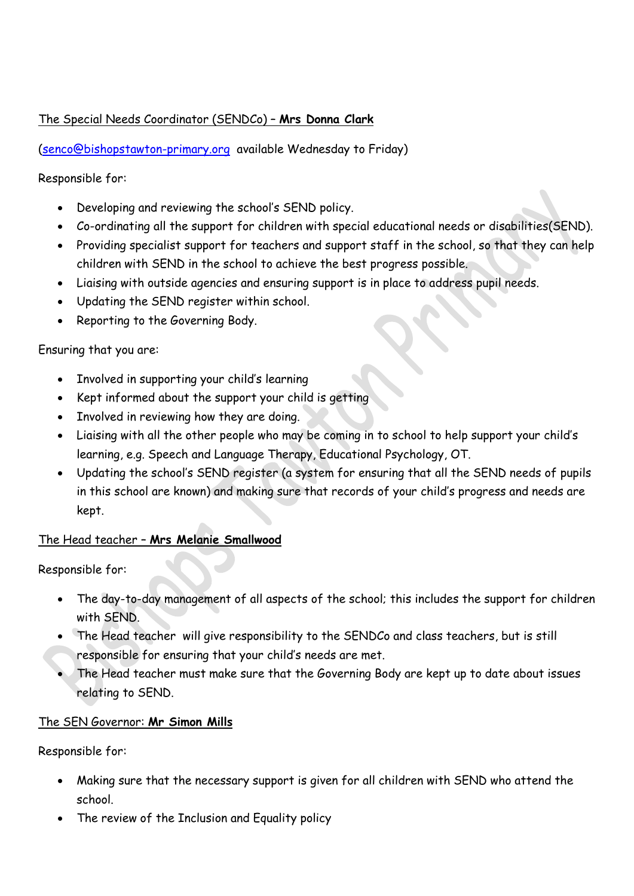The Special Needs Coordinator (SENDCo) – **Mrs Donna Clark**

(senco@bishopstawton-primary.org available Wednesday to Friday)

Responsible for:

- Developing and reviewing the school's SEND policy.
- Co-ordinating all the support for children with special educational needs or disabilities(SEND).
- Providing specialist support for teachers and support staff in the school, so that they can help children with SEND in the school to achieve the best progress possible.
- Liaising with outside agencies and ensuring support is in place to address pupil needs.
- Updating the SEND register within school.
- Reporting to the Governing Body.

Ensuring that you are:

- Involved in supporting your child's learning
- Kept informed about the support your child is getting
- Involved in reviewing how they are doing.
- Liaising with all the other people who may be coming in to school to help support your child's learning, e.g. Speech and Language Therapy, Educational Psychology, OT.
- Updating the school's SEND register (a system for ensuring that all the SEND needs of pupils in this school are known) and making sure that records of your child's progress and needs are kept.

The Head teacher – **Mrs Melanie Smallwood**

Responsible for:

- The day-to-day management of all aspects of the school; this includes the support for children with SEND.
- The Head teacher will give responsibility to the SENDCo and class teachers, but is still responsible for ensuring that your child's needs are met.
- The Head teacher must make sure that the Governing Body are kept up to date about issues relating to SEND.

The SEN Governor: **Mr Simon Mills**

Responsible for:

- Making sure that the necessary support is given for all children with SEND who attend the school.
- The review of the Inclusion and Equality policy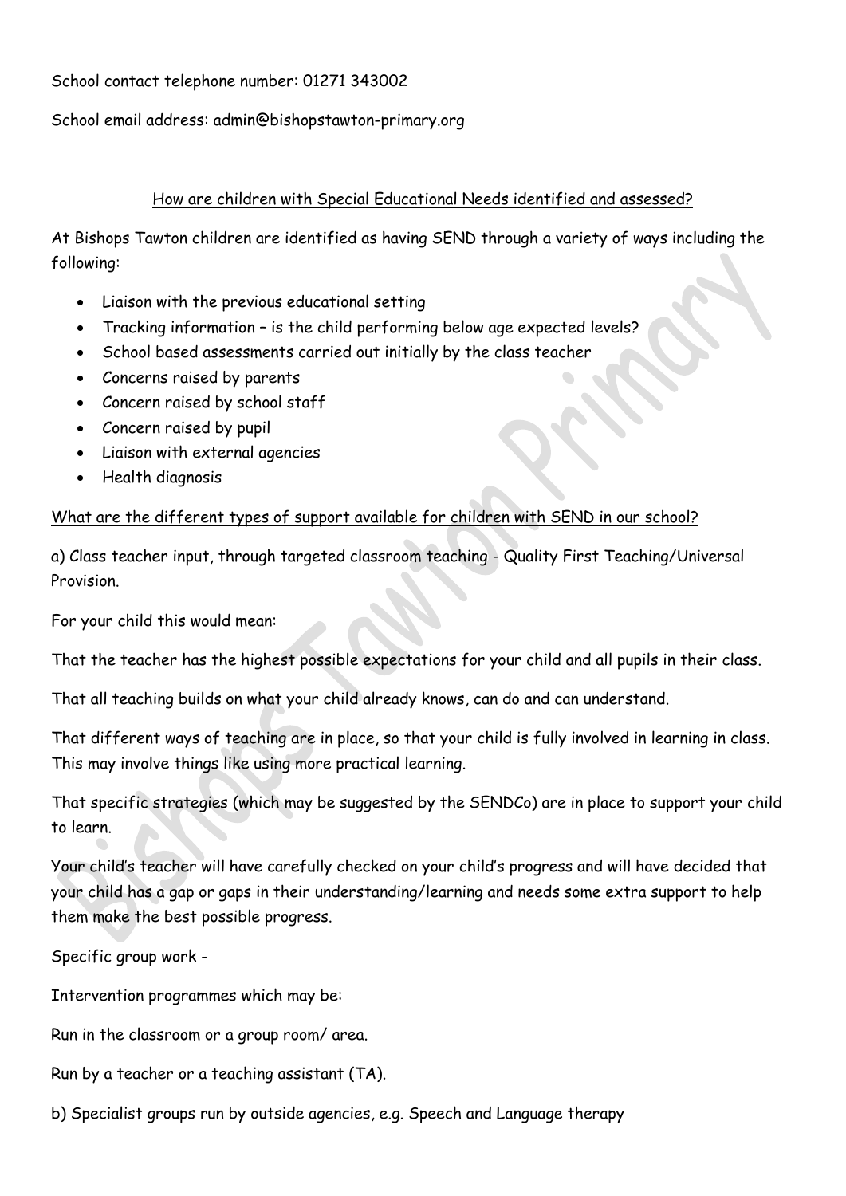School contact telephone number: 01271 343002

School email address: admin@bishopstawton-primary.org

## How are children with Special Educational Needs identified and assessed?

At Bishops Tawton children are identified as having SEND through a variety of ways including the following:

- Liaison with the previous educational setting
- Tracking information – is the child performing below age expected levels?
- School based assessments carried out initially by the class teacher
- Concerns raised by parents
- Concern raised by school staff
- Concern raised by pupil
- Liaison with external agencies
- Health diagnosis

## What are the different types of support available for children with SEND in our school?

a) Class teacher input, through targeted classroom teaching - Quality First Teaching/Universal Provision.

For your child this would mean:

That the teacher has the highest possible expectations for your child and all pupils in their class.

That all teaching builds on what your child already knows, can do and can understand.

That different ways of teaching are in place, so that your child is fully involved in learning in class. This may involve things like using more practical learning.

That specific strategies (which may be suggested by the SENDCo) are in place to support your child to learn.

Your child's teacher will have carefully checked on your child's progress and will have decided that your child has a gap or gaps in their understanding/learning and needs some extra support to help them make the best possible progress.

Specific group work -

Intervention programmes which may be:

Run in the classroom or a group room/ area.

Run by a teacher or a teaching assistant (TA).

b) Specialist groups run by outside agencies, e.g. Speech and Language therapy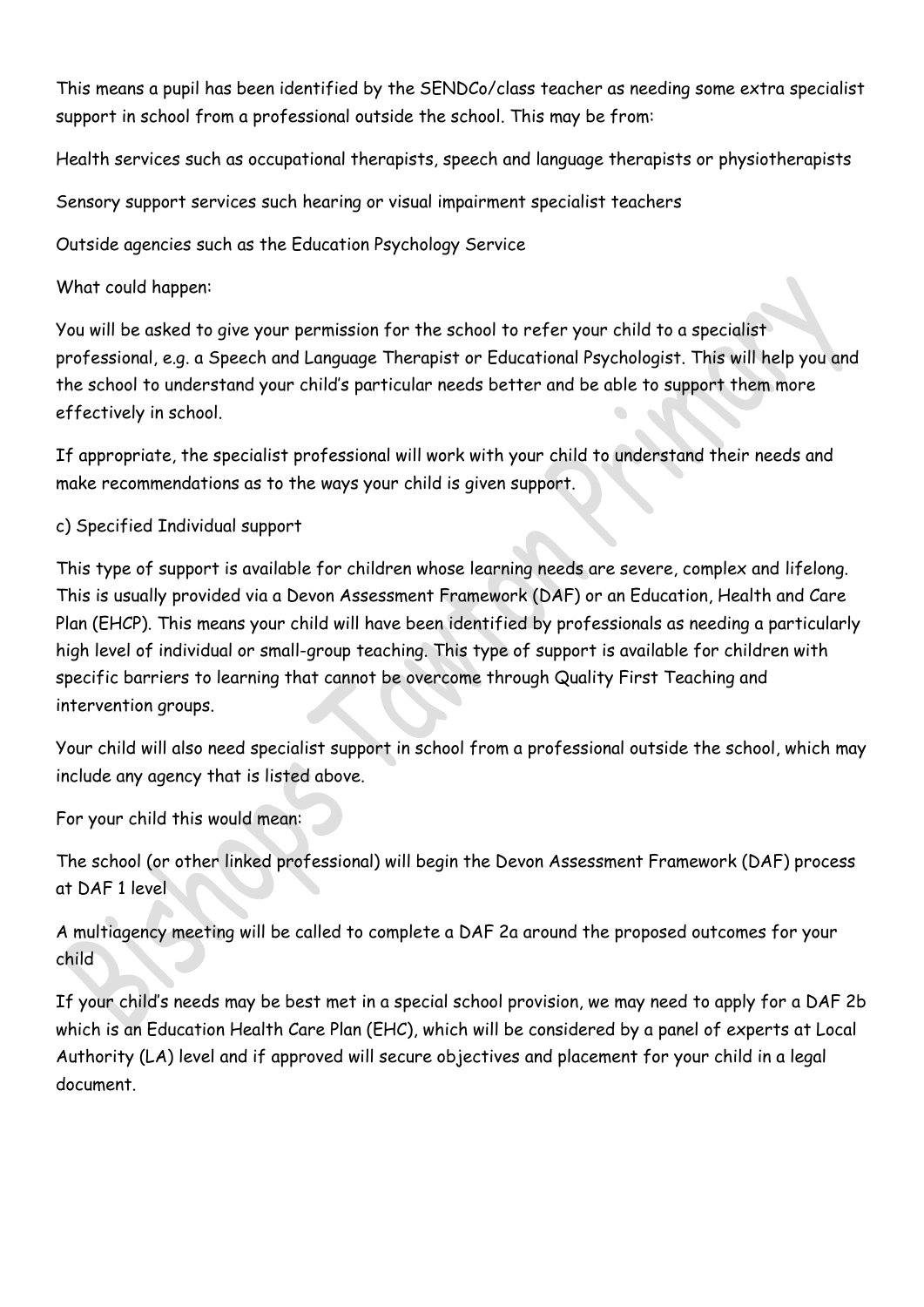This means a pupil has been identified by the SENDCo/class teacher as needing some extra specialist support in school from a professional outside the school. This may be from:

Health services such as occupational therapists, speech and language therapists or physiotherapists

Sensory support services such hearing or visual impairment specialist teachers

Outside agencies such as the Education Psychology Service

What could happen:

You will be asked to give your permission for the school to refer your child to a specialist professional, e.g. a Speech and Language Therapist or Educational Psychologist. This will help you and the school to understand your child's particular needs better and be able to support them more effectively in school.

If appropriate, the specialist professional will work with your child to understand their needs and make recommendations as to the ways your child is given support.

c) Specified Individual support

This type of support is available for children whose learning needs are severe, complex and lifelong. This is usually provided via a Devon Assessment Framework (DAF) or an Education, Health and Care Plan (EHCP). This means your child will have been identified by professionals as needing a particularly high level of individual or small-group teaching. This type of support is available for children with specific barriers to learning that cannot be overcome through Quality First Teaching and intervention groups.

Your child will also need specialist support in school from a professional outside the school, which may include any agency that is listed above.

For your child this would mean:

The school (or other linked professional) will begin the Devon Assessment Framework (DAF) process at DAF 1 level

A multiagency meeting will be called to complete a DAF 2a around the proposed outcomes for your child

If your child's needs may be best met in a special school provision, we may need to apply for a DAF 2b which is an Education Health Care Plan (EHC), which will be considered by a panel of experts at Local Authority (LA) level and if approved will secure objectives and placement for your child in a legal document.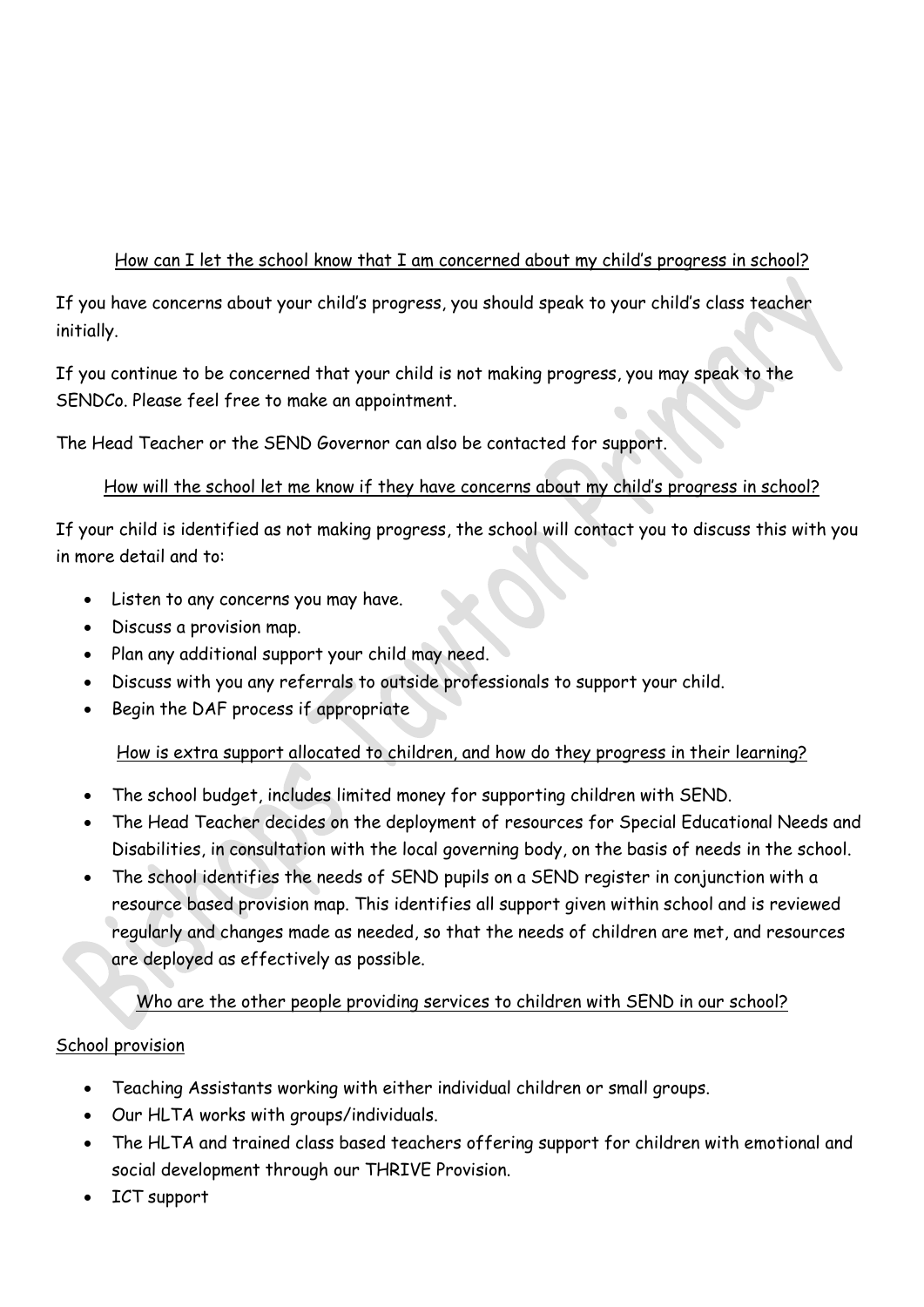## How can I let the school know that I am concerned about my child's progress in school?

If you have concerns about your child's progress, you should speak to your child's class teacher initially.

If you continue to be concerned that your child is not making progress, you may speak to the SENDCo. Please feel free to make an appointment.

The Head Teacher or the SEND Governor can also be contacted for support.

## How will the school let me know if they have concerns about my child's progress in school?

If your child is identified as not making progress, the school will contact you to discuss this with you in more detail and to:

- Listen to any concerns you may have.
- Discuss a provision map.
- Plan any additional support your child may need.
- Discuss with you any referrals to outside professionals to support your child.
- Begin the DAF process if appropriate

## How is extra support allocated to children, and how do they progress in their learning?

- The school budget, includes limited money for supporting children with SEND.
- The Head Teacher decides on the deployment of resources for Special Educational Needs and Disabilities, in consultation with the local governing body, on the basis of needs in the school.
- The school identifies the needs of SEND pupils on a SEND register in conjunction with a resource based provision map. This identifies all support given within school and is reviewed regularly and changes made as needed, so that the needs of children are met, and resources are deployed as effectively as possible.

## Who are the other people providing services to children with SEND in our school?

### School provision

- Teaching Assistants working with either individual children or small groups.
- Our HLTA works with groups/individuals.
- The HLTA and trained class based teachers offering support for children with emotional and social development through our THRIVE Provision.
- ICT support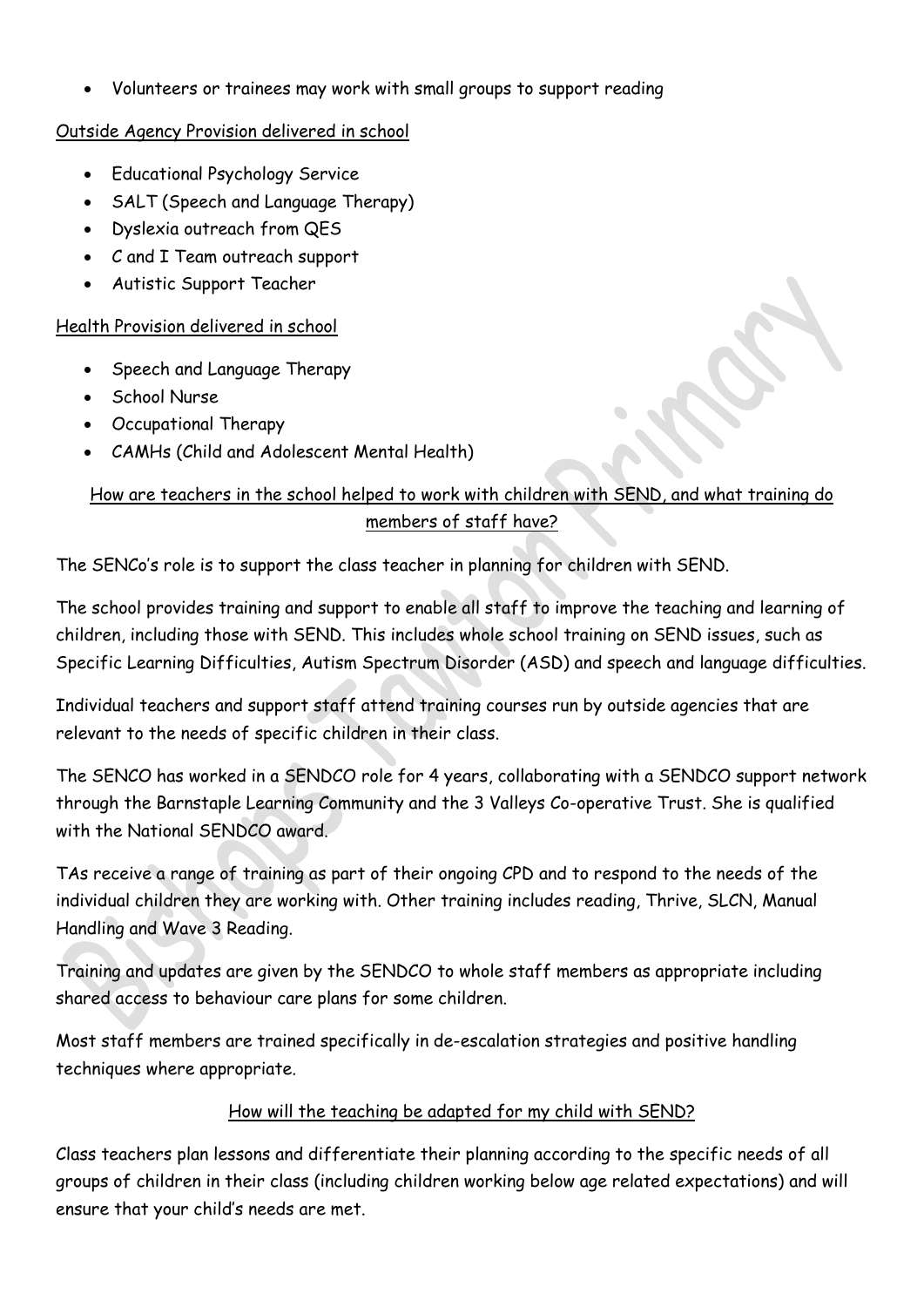- Volunteers or trainees may work with small groups to support reading

<u>Outside Agency Provision delivered in school</u>

- Educational Psychology Service
- SALT (Speech and Language Therapy)
- Dyslexia outreach from QES
- C and I Team outreach support
- Autistic Support Teacher

<u>Health Provision delivered in school</u>

- Speech and Language Therapy
- School Nurse
- Occupational Therapy
- CAMHs (Child and Adolescent Mental Health)

## How are teachers in the school helped to work with children with SEND, and what training do members of staff have?

The SENCo's role is to support the class teacher in planning for children with SEND.

The school provides training and support to enable all staff to improve the teaching and learning of children, including those with SEND. This includes whole school training on SEND issues, such as Specific Learning Difficulties, Autism Spectrum Disorder (ASD) and speech and language difficulties.

Individual teachers and support staff attend training courses run by outside agencies that are relevant to the needs of specific children in their class.

The SENCO has worked in a SENDCO role for 4 years, collaborating with a SENDCO support network through the Barnstaple Learning Community and the 3 Valleys Co-operative Trust. She is qualified with the National SENDCO award.

TAs receive a range of training as part of their ongoing CPD and to respond to the needs of the individual children they are working with. Other training includes reading, Thrive, SLCN, Manual Handling and Wave 3 Reading.

Training and updates are given by the SENDCO to whole staff members as appropriate including shared access to behaviour care plans for some children.

Most staff members are trained specifically in de-escalation strategies and positive handling techniques where appropriate.

## How will the teaching be adapted for my child with SEND?

Class teachers plan lessons and differentiate their planning according to the specific needs of all groups of children in their class (including children working below age related expectations) and will ensure that your child's needs are met.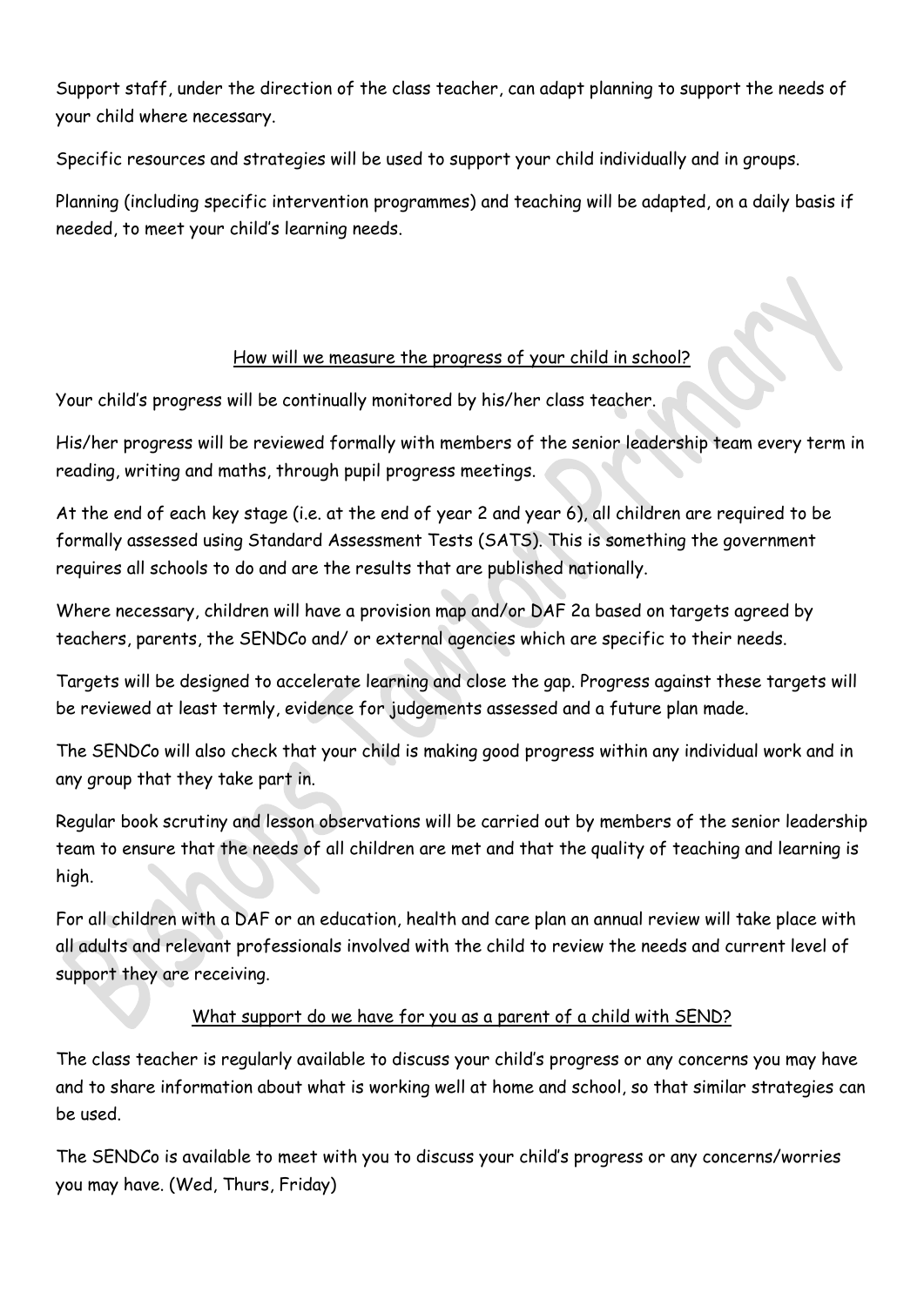Support staff, under the direction of the class teacher, can adapt planning to support the needs of your child where necessary.

Specific resources and strategies will be used to support your child individually and in groups.

Planning (including specific intervention programmes) and teaching will be adapted, on a daily basis if needed, to meet your child's learning needs.

## How will we measure the progress of your child in school?

Your child's progress will be continually monitored by his/her class teacher.

His/her progress will be reviewed formally with members of the senior leadership team every term in reading, writing and maths, through pupil progress meetings.

At the end of each key stage (i.e. at the end of year 2 and year 6), all children are required to be formally assessed using Standard Assessment Tests (SATS). This is something the government requires all schools to do and are the results that are published nationally.

Where necessary, children will have a provision map and/or DAF 2a based on targets agreed by teachers, parents, the SENDCo and/ or external agencies which are specific to their needs.

Targets will be designed to accelerate learning and close the gap. Progress against these targets will be reviewed at least termly, evidence for judgements assessed and a future plan made.

The SENDCo will also check that your child is making good progress within any individual work and in any group that they take part in.

Regular book scrutiny and lesson observations will be carried out by members of the senior leadership team to ensure that the needs of all children are met and that the quality of teaching and learning is high.

For all children with a DAF or an education, health and care plan an annual review will take place with all adults and relevant professionals involved with the child to review the needs and current level of support they are receiving.

## What support do we have for you as a parent of a child with SEND?

The class teacher is regularly available to discuss your child's progress or any concerns you may have and to share information about what is working well at home and school, so that similar strategies can be used.

The SENDCo is available to meet with you to discuss your child's progress or any concerns/worries you may have. (Wed, Thurs, Friday)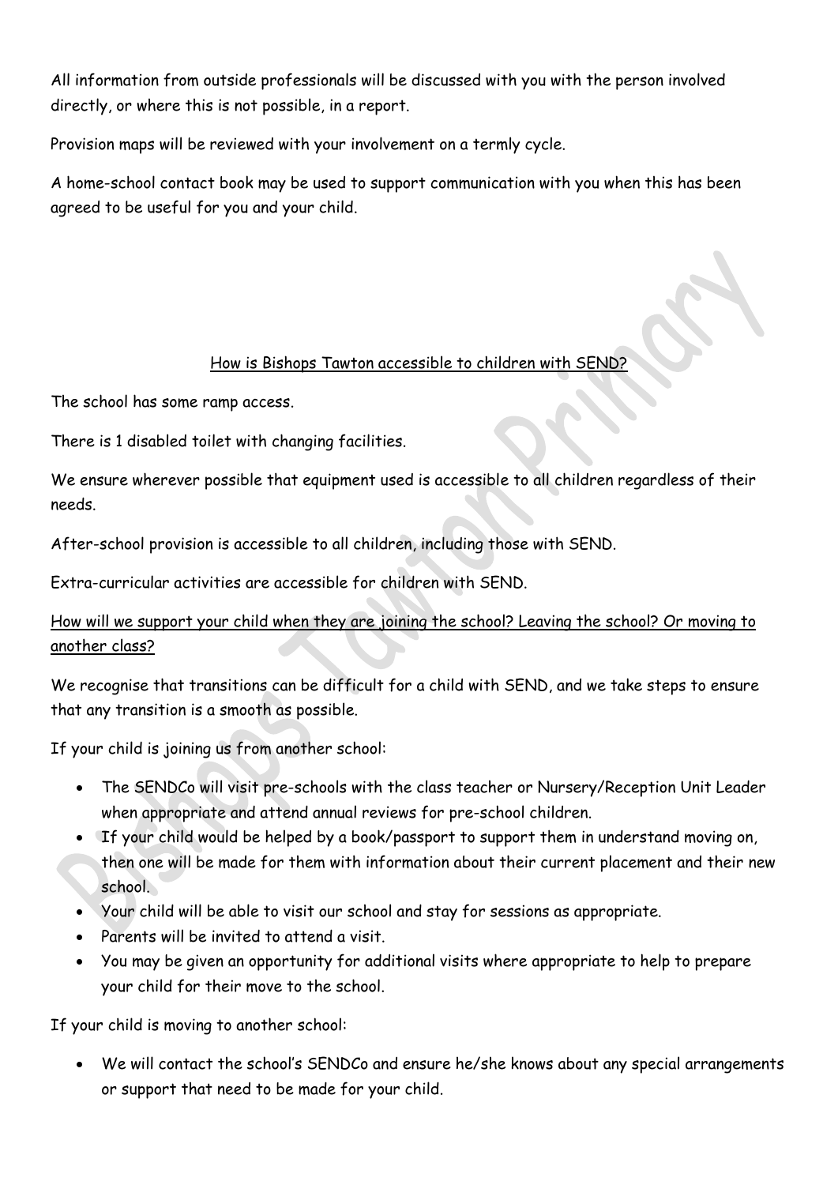All information from outside professionals will be discussed with you with the person involved directly, or where this is not possible, in a report.

Provision maps will be reviewed with your involvement on a termly cycle.

A home-school contact book may be used to support communication with you when this has been agreed to be useful for you and your child.

## How is Bishops Tawton accessible to children with SEND?

The school has some ramp access.

There is 1 disabled toilet with changing facilities.

We ensure wherever possible that equipment used is accessible to all children regardless of their needs.

After-school provision is accessible to all children, including those with SEND.

Extra-curricular activities are accessible for children with SEND.

## How will we support your child when they are joining the school? Leaving the school? Or moving to another class?

We recognise that transitions can be difficult for a child with SEND, and we take steps to ensure that any transition is a smooth as possible.

If your child is joining us from another school:

- The SENDCo will visit pre-schools with the class teacher or Nursery/Reception Unit Leader when appropriate and attend annual reviews for pre-school children.
- If your child would be helped by a book/passport to support them in understand moving on, then one will be made for them with information about their current placement and their new school.
- Your child will be able to visit our school and stay for sessions as appropriate.
- Parents will be invited to attend a visit.
- You may be given an opportunity for additional visits where appropriate to help to prepare your child for their move to the school.

If your child is moving to another school:

- We will contact the school's SENDCo and ensure he/she knows about any special arrangements or support that need to be made for your child.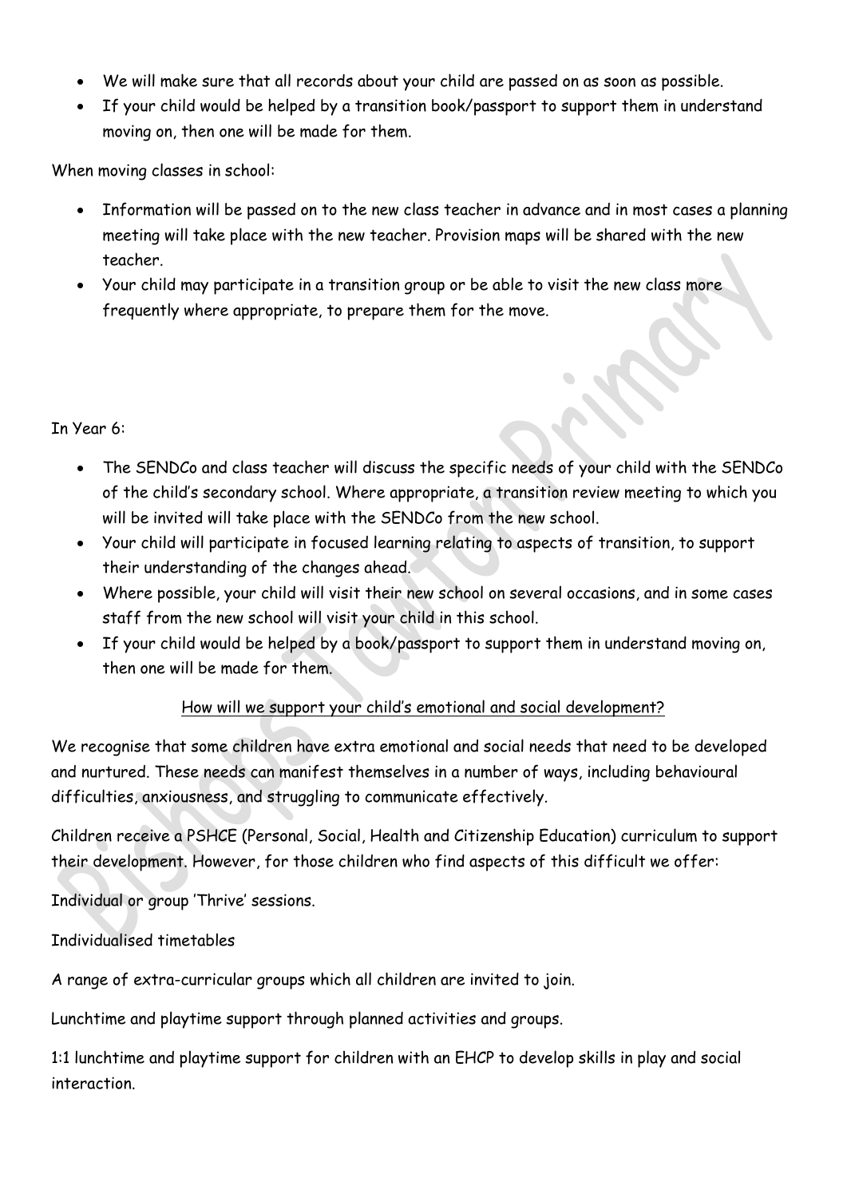- We will make sure that all records about your child are passed on as soon as possible.
- If your child would be helped by a transition book/passport to support them in understand moving on, then one will be made for them.

When moving classes in school:

- Information will be passed on to the new class teacher in advance and in most cases a planning meeting will take place with the new teacher. Provision maps will be shared with the new teacher.
- Your child may participate in a transition group or be able to visit the new class more frequently where appropriate, to prepare them for the move.

In Year 6:

- The SENDCo and class teacher will discuss the specific needs of your child with the SENDCo of the child's secondary school. Where appropriate, a transition review meeting to which you will be invited will take place with the SENDCo from the new school.
- Your child will participate in focused learning relating to aspects of transition, to support their understanding of the changes ahead.
- Where possible, your child will visit their new school on several occasions, and in some cases staff from the new school will visit your child in this school.
- If your child would be helped by a book/passport to support them in understand moving on, then one will be made for them.

## How will we support your child's emotional and social development?

We recognise that some children have extra emotional and social needs that need to be developed and nurtured. These needs can manifest themselves in a number of ways, including behavioural difficulties, anxiousness, and struggling to communicate effectively.

Children receive a PSHCE (Personal, Social, Health and Citizenship Education) curriculum to support their development. However, for those children who find aspects of this difficult we offer:

Individual or group 'Thrive' sessions.

Individualised timetables

A range of extra-curricular groups which all children are invited to join.

Lunchtime and playtime support through planned activities and groups.

1:1 lunchtime and playtime support for children with an EHCP to develop skills in play and social interaction.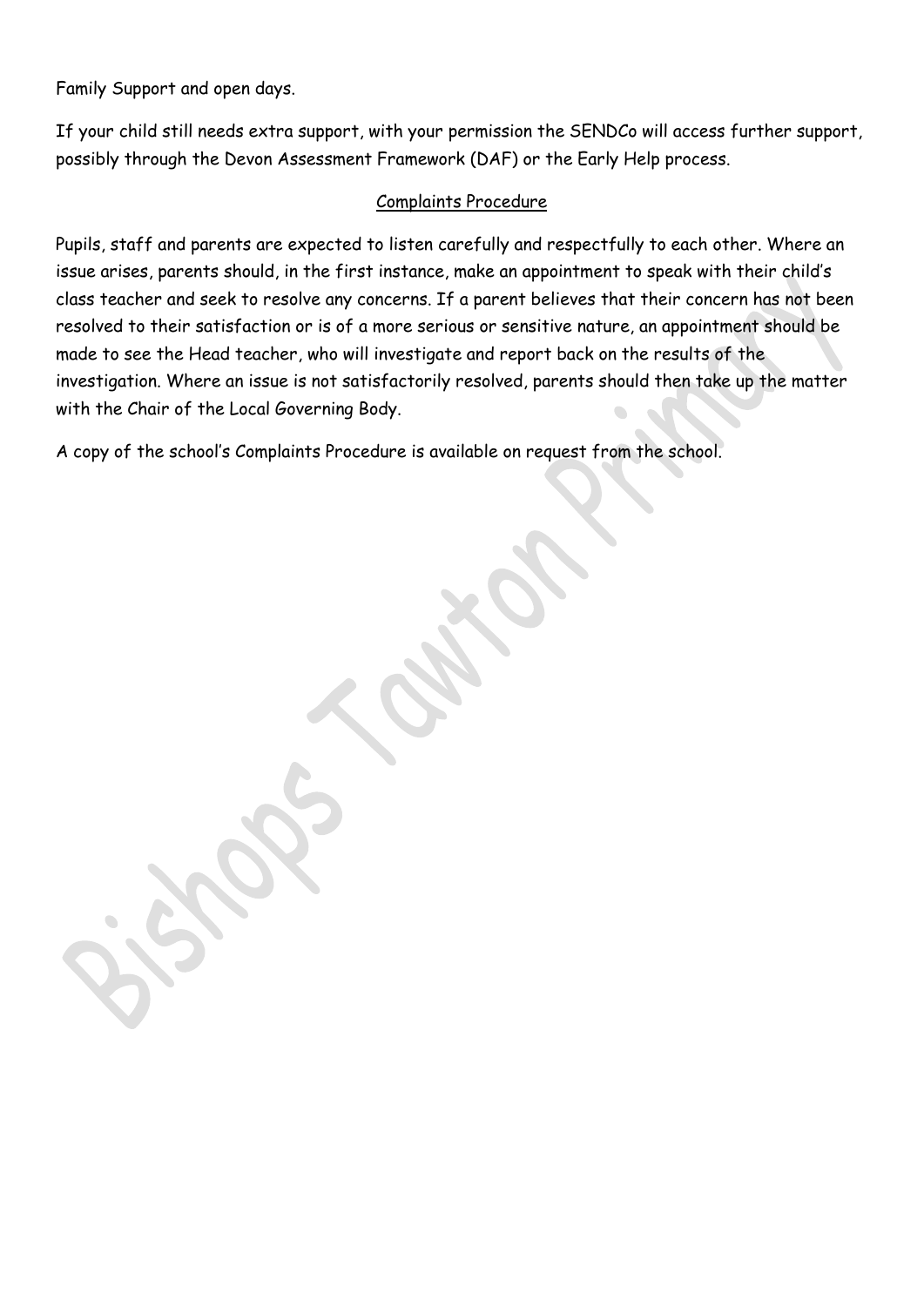Family Support and open days.

If your child still needs extra support, with your permission the SENDCo will access further support, possibly through the Devon Assessment Framework (DAF) or the Early Help process.

## Complaints Procedure

Pupils, staff and parents are expected to listen carefully and respectfully to each other. Where an issue arises, parents should, in the first instance, make an appointment to speak with their child's class teacher and seek to resolve any concerns. If a parent believes that their concern has not been resolved to their satisfaction or is of a more serious or sensitive nature, an appointment should be made to see the Head teacher, who will investigate and report back on the results of the investigation. Where an issue is not satisfactorily resolved, parents should then take up the matter with the Chair of the Local Governing Body.

A copy of the school's Complaints Procedure is available on request from the school.